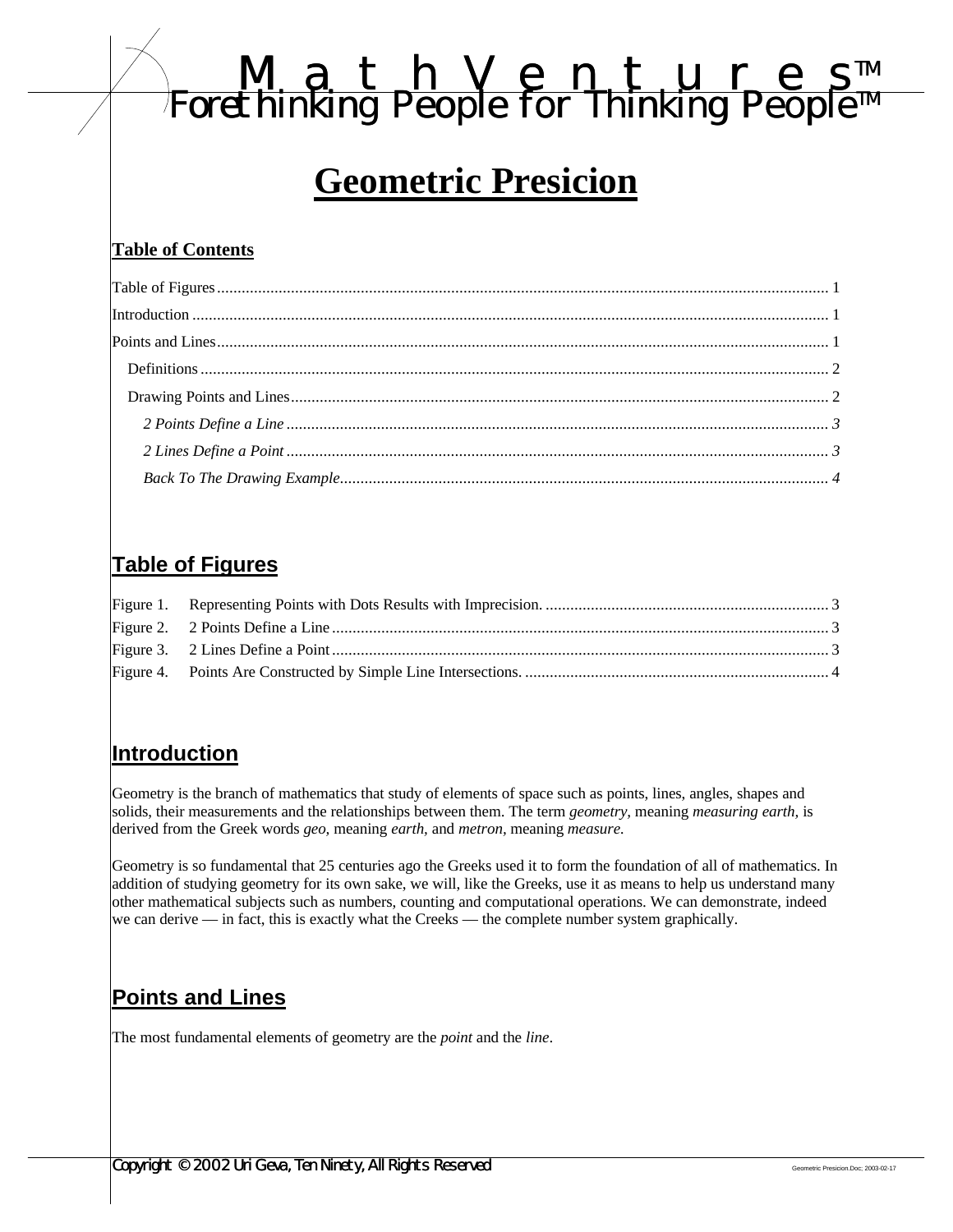# MathVentures™
Forethinking People for Thinking People™

# Geometric Presicion

**Table of Contents**

Table of Figures .......... 1
Introduction .......... 1
Points and Lines .......... 1
  Definitions .......... 2
  Drawing Points and Lines .......... 2
    *2 Points Define a Line* .......... *3*
    *2 Lines Define a Point* .......... *3*
    *Back To The Drawing Example* .......... *4*

## Table of Figures

Figure 1. Representing Points with Dots Results with Imprecision. .......... 3
Figure 2. 2 Points Define a Line .......... 3
Figure 3. 2 Lines Define a Point .......... 3
Figure 4. Points Are Constructed by Simple Line Intersections. .......... 4

## Introduction

Geometry is the branch of mathematics that study of elements of space such as points, lines, angles, shapes and solids, their measurements and the relationships between them. The term *geometry,* meaning *measuring earth,* is derived from the Greek words *geo,* meaning *earth,* and *metron,* meaning *measure.*

Geometry is so fundamental that 25 centuries ago the Greeks used it to form the foundation of all of mathematics. In addition of studying geometry for its own sake, we will, like the Greeks, use it as means to help us understand many other mathematical subjects such as numbers, counting and computational operations. We can demonstrate, indeed we can derive — in fact, this is exactly what the Creeks — the complete number system graphically.

## Points and Lines

The most fundamental elements of geometry are the *point* and the *line*.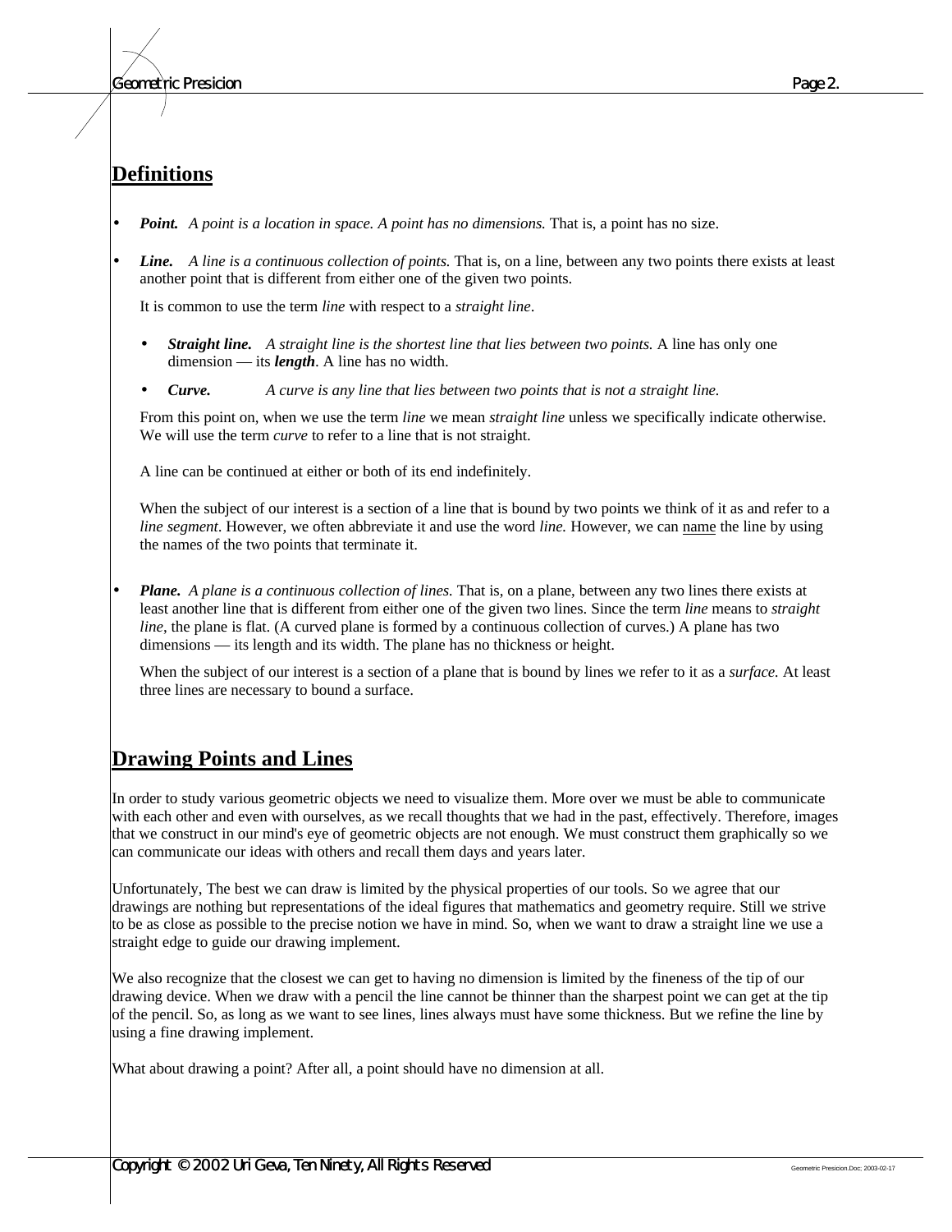## Definitions

- ***Point.*** *A point is a location in space. A point has no dimensions.* That is, a point has no size.
- ***Line.*** *A line is a continuous collection of points.* That is, on a line, between any two points there exists at least another point that is different from either one of the given two points.

  It is common to use the term *line* with respect to a *straight line*.

  - ***Straight line.*** *A straight line is the shortest line that lies between two points.* A line has only one dimension — its ***length***. A line has no width.
  - ***Curve.*** *A curve is any line that lies between two points that is not a straight line.*

  From this point on, when we use the term *line* we mean *straight line* unless we specifically indicate otherwise. We will use the term *curve* to refer to a line that is not straight.

  A line can be continued at either or both of its end indefinitely.

  When the subject of our interest is a section of a line that is bound by two points we think of it as and refer to a *line segment*. However, we often abbreviate it and use the word *line.* However, we can name the line by using the names of the two points that terminate it.

- ***Plane.*** *A plane is a continuous collection of lines.* That is, on a plane, between any two lines there exists at least another line that is different from either one of the given two lines. Since the term *line* means to *straight line*, the plane is flat. (A curved plane is formed by a continuous collection of curves.) A plane has two dimensions — its length and its width. The plane has no thickness or height.

  When the subject of our interest is a section of a plane that is bound by lines we refer to it as a *surface.* At least three lines are necessary to bound a surface.

## Drawing Points and Lines

In order to study various geometric objects we need to visualize them. More over we must be able to communicate with each other and even with ourselves, as we recall thoughts that we had in the past, effectively. Therefore, images that we construct in our mind's eye of geometric objects are not enough. We must construct them graphically so we can communicate our ideas with others and recall them days and years later.

Unfortunately, The best we can draw is limited by the physical properties of our tools. So we agree that our drawings are nothing but representations of the ideal figures that mathematics and geometry require. Still we strive to be as close as possible to the precise notion we have in mind. So, when we want to draw a straight line we use a straight edge to guide our drawing implement.

We also recognize that the closest we can get to having no dimension is limited by the fineness of the tip of our drawing device. When we draw with a pencil the line cannot be thinner than the sharpest point we can get at the tip of the pencil. So, as long as we want to see lines, lines always must have some thickness. But we refine the line by using a fine drawing implement.

What about drawing a point? After all, a point should have no dimension at all.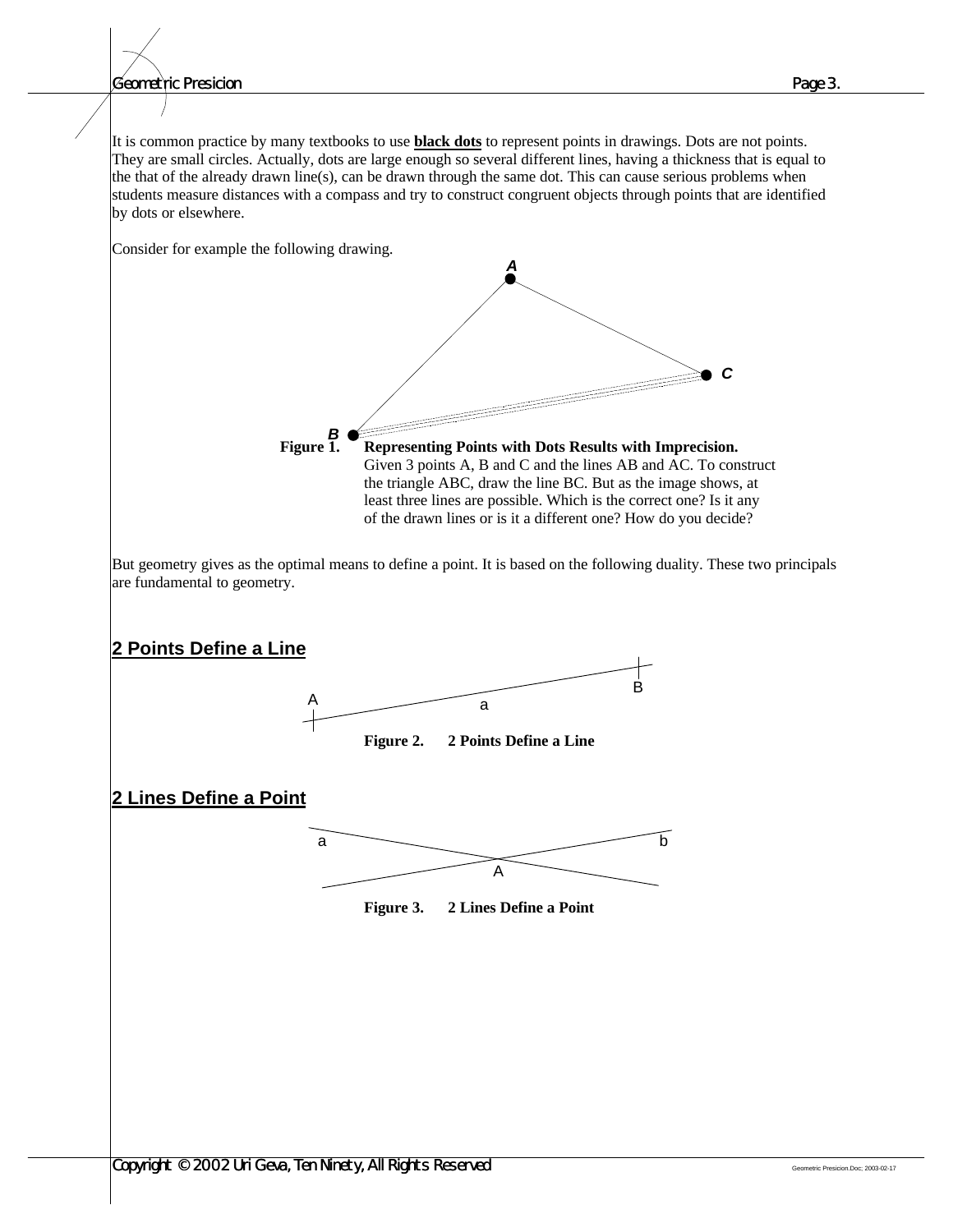It is common practice by many textbooks to use **black dots** to represent points in drawings. Dots are not points. They are small circles. Actually, dots are large enough so several different lines, having a thickness that is equal to the that of the already drawn line(s), can be drawn through the same dot. This can cause serious problems when students measure distances with a compass and try to construct congruent objects through points that are identified by dots or elsewhere.

Consider for example the following drawing.

**Figure 1. Representing Points with Dots Results with Imprecision.** Given 3 points A, B and C and the lines AB and AC. To construct the triangle ABC, draw the line BC. But as the image shows, at least three lines are possible. Which is the correct one? Is it any of the drawn lines or is it a different one? How do you decide?

But geometry gives as the optimal means to define a point. It is based on the following duality. These two principals are fundamental to geometry.

## 2 Points Define a Line

**Figure 2. 2 Points Define a Line**

## 2 Lines Define a Point

**Figure 3. 2 Lines Define a Point**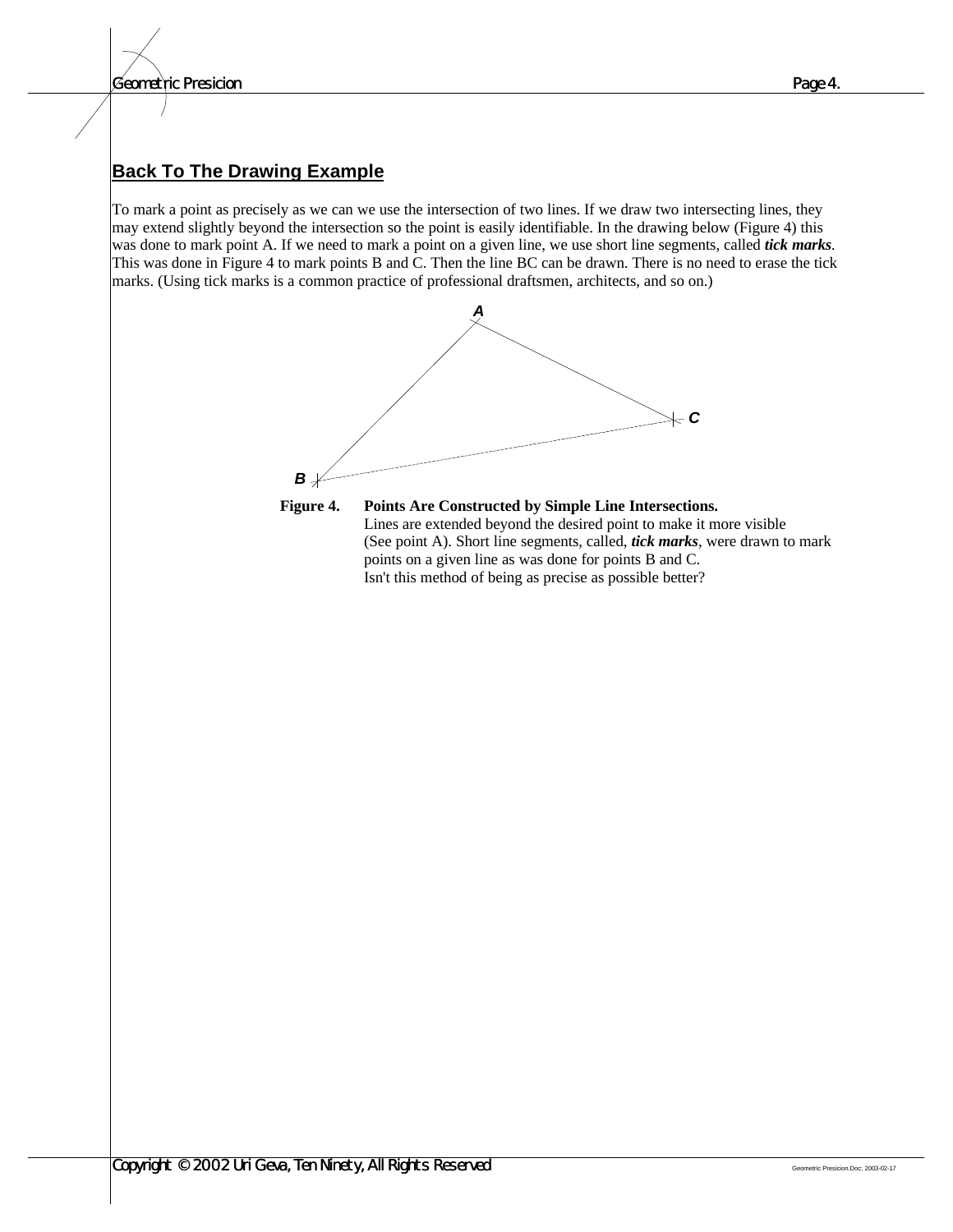## Back To The Drawing Example

To mark a point as precisely as we can we use the intersection of two lines. If we draw two intersecting lines, they may extend slightly beyond the intersection so the point is easily identifiable. In the drawing below (Figure 4) this was done to mark point A. If we need to mark a point on a given line, we use short line segments, called ***tick marks***. This was done in Figure 4 to mark points B and C. Then the line BC can be drawn. There is no need to erase the tick marks. (Using tick marks is a common practice of professional draftsmen, architects, and so on.)

A

C

B

**Figure 4.** **Points Are Constructed by Simple Line Intersections.**
Lines are extended beyond the desired point to make it more visible (See point A). Short line segments, called, ***tick marks***, were drawn to mark points on a given line as was done for points B and C.
Isn't this method of being as precise as possible better?